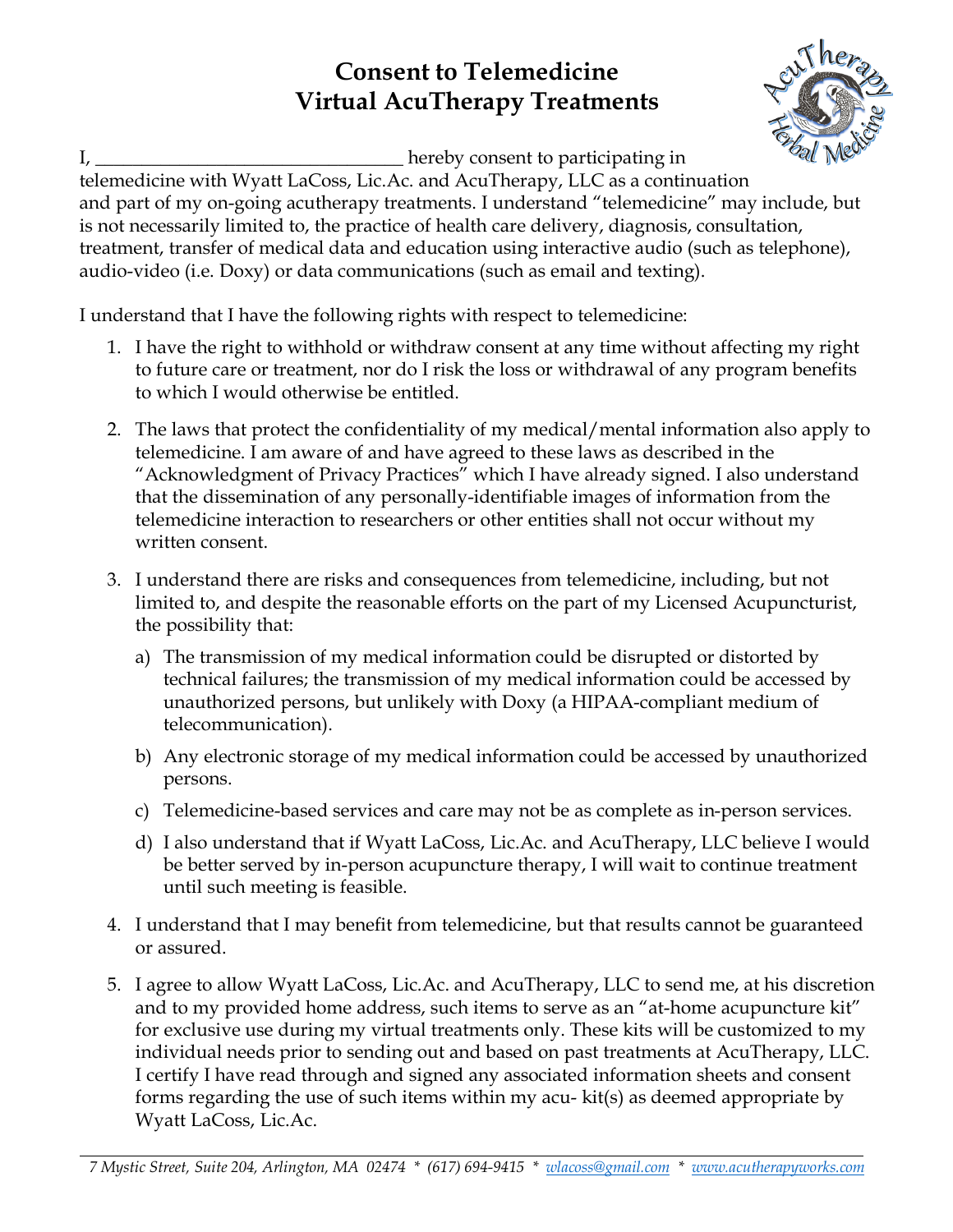# Consent to Telemedicine
# Virtual AcuTherapy Treatments

I, ________________________________ hereby consent to participating in telemedicine with Wyatt LaCoss, Lic.Ac. and AcuTherapy, LLC as a continuation and part of my on-going acutherapy treatments. I understand "telemedicine" may include, but is not necessarily limited to, the practice of health care delivery, diagnosis, consultation, treatment, transfer of medical data and education using interactive audio (such as telephone), audio-video (i.e. Doxy) or data communications (such as email and texting).

I understand that I have the following rights with respect to telemedicine:

1. I have the right to withhold or withdraw consent at any time without affecting my right to future care or treatment, nor do I risk the loss or withdrawal of any program benefits to which I would otherwise be entitled.

2. The laws that protect the confidentiality of my medical/mental information also apply to telemedicine. I am aware of and have agreed to these laws as described in the "Acknowledgment of Privacy Practices" which I have already signed. I also understand that the dissemination of any personally-identifiable images of information from the telemedicine interaction to researchers or other entities shall not occur without my written consent.

3. I understand there are risks and consequences from telemedicine, including, but not limited to, and despite the reasonable efforts on the part of my Licensed Acupuncturist, the possibility that:

   a) The transmission of my medical information could be disrupted or distorted by technical failures; the transmission of my medical information could be accessed by unauthorized persons, but unlikely with Doxy (a HIPAA-compliant medium of telecommunication).

   b) Any electronic storage of my medical information could be accessed by unauthorized persons.

   c) Telemedicine-based services and care may not be as complete as in-person services.

   d) I also understand that if Wyatt LaCoss, Lic.Ac. and AcuTherapy, LLC believe I would be better served by in-person acupuncture therapy, I will wait to continue treatment until such meeting is feasible.

4. I understand that I may benefit from telemedicine, but that results cannot be guaranteed or assured.

5. I agree to allow Wyatt LaCoss, Lic.Ac. and AcuTherapy, LLC to send me, at his discretion and to my provided home address, such items to serve as an "at-home acupuncture kit" for exclusive use during my virtual treatments only. These kits will be customized to my individual needs prior to sending out and based on past treatments at AcuTherapy, LLC. I certify I have read through and signed any associated information sheets and consent forms regarding the use of such items within my acu- kit(s) as deemed appropriate by Wyatt LaCoss, Lic.Ac.

*7 Mystic Street, Suite 204, Arlington, MA 02474 * (617) 694-9415 * wlacoss@gmail.com * www.acutherapyworks.com*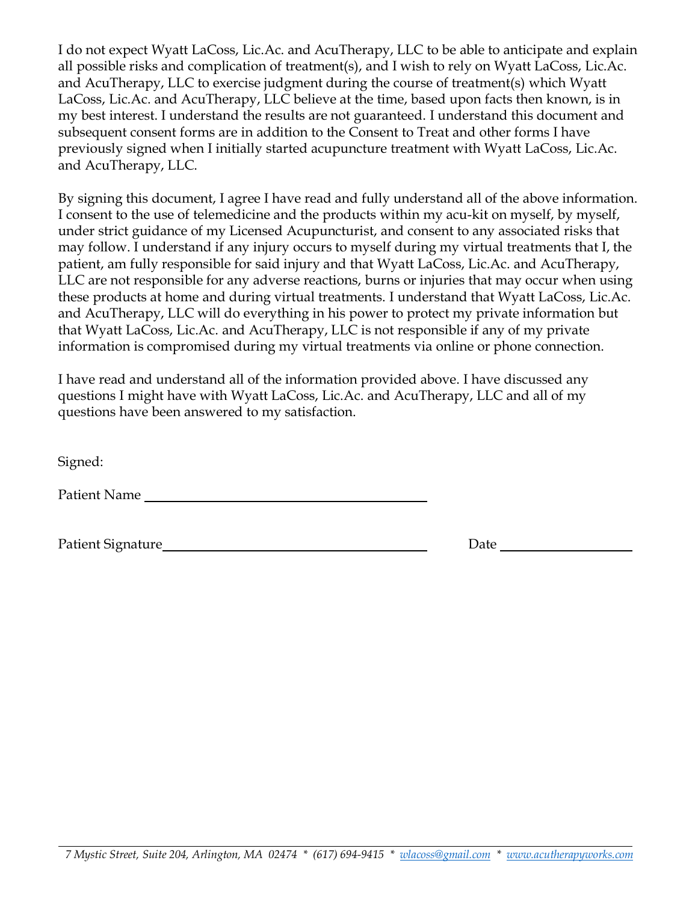I do not expect Wyatt LaCoss, Lic.Ac. and AcuTherapy, LLC to be able to anticipate and explain all possible risks and complication of treatment(s), and I wish to rely on Wyatt LaCoss, Lic.Ac. and AcuTherapy, LLC to exercise judgment during the course of treatment(s) which Wyatt LaCoss, Lic.Ac. and AcuTherapy, LLC believe at the time, based upon facts then known, is in my best interest. I understand the results are not guaranteed. I understand this document and subsequent consent forms are in addition to the Consent to Treat and other forms I have previously signed when I initially started acupuncture treatment with Wyatt LaCoss, Lic.Ac. and AcuTherapy, LLC.

By signing this document, I agree I have read and fully understand all of the above information. I consent to the use of telemedicine and the products within my acu-kit on myself, by myself, under strict guidance of my Licensed Acupuncturist, and consent to any associated risks that may follow. I understand if any injury occurs to myself during my virtual treatments that I, the patient, am fully responsible for said injury and that Wyatt LaCoss, Lic.Ac. and AcuTherapy, LLC are not responsible for any adverse reactions, burns or injuries that may occur when using these products at home and during virtual treatments. I understand that Wyatt LaCoss, Lic.Ac. and AcuTherapy, LLC will do everything in his power to protect my private information but that Wyatt LaCoss, Lic.Ac. and AcuTherapy, LLC is not responsible if any of my private information is compromised during my virtual treatments via online or phone connection.

I have read and understand all of the information provided above. I have discussed any questions I might have with Wyatt LaCoss, Lic.Ac. and AcuTherapy, LLC and all of my questions have been answered to my satisfaction.

Signed:

Patient Name ________________________________________

Patient Signature________________________________________ Date ____________________

*7 Mystic Street, Suite 204, Arlington, MA 02474 * (617) 694-9415 * wlacoss@gmail.com * www.acutherapyworks.com*